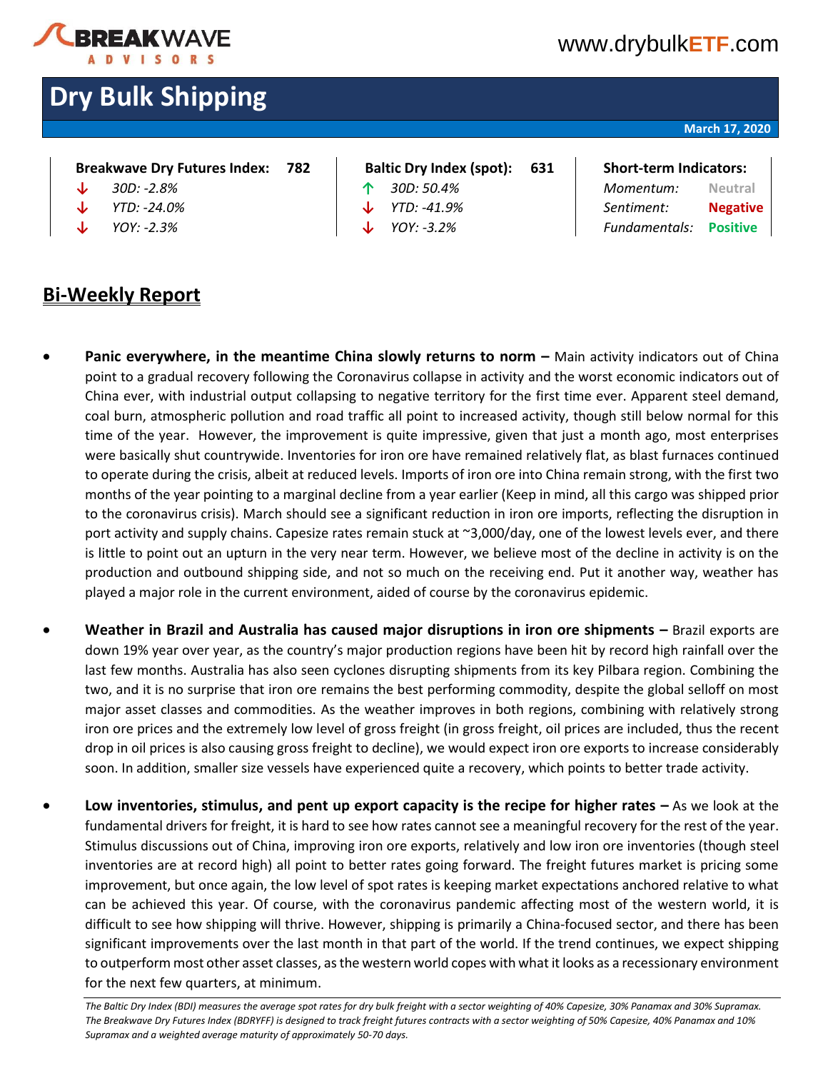BREAKWAVE ADVISORS

www.drybulkETF.com

# Dry Bulk Shipping

**March 17, 2020**

| Breakwave Dry Futures Index: 782 | Baltic Dry Index (spot): 631 | Short-term Indicators: |
|---|---|---|
| ↓ *30D: -2.8%* | ↑ *30D: 50.4%* | *Momentum:* Neutral |
| ↓ *YTD: -24.0%* | ↓ *YTD: -41.9%* | *Sentiment:* **Negative** |
| ↓ *YOY: -2.3%* | ↓ *YOY: -3.2%* | *Fundamentals:* **Positive** |

## Bi-Weekly Report

- **Panic everywhere, in the meantime China slowly returns to norm –** Main activity indicators out of China point to a gradual recovery following the Coronavirus collapse in activity and the worst economic indicators out of China ever, with industrial output collapsing to negative territory for the first time ever. Apparent steel demand, coal burn, atmospheric pollution and road traffic all point to increased activity, though still below normal for this time of the year. However, the improvement is quite impressive, given that just a month ago, most enterprises were basically shut countrywide. Inventories for iron ore have remained relatively flat, as blast furnaces continued to operate during the crisis, albeit at reduced levels. Imports of iron ore into China remain strong, with the first two months of the year pointing to a marginal decline from a year earlier (Keep in mind, all this cargo was shipped prior to the coronavirus crisis). March should see a significant reduction in iron ore imports, reflecting the disruption in port activity and supply chains. Capesize rates remain stuck at ~3,000/day, one of the lowest levels ever, and there is little to point out an upturn in the very near term. However, we believe most of the decline in activity is on the production and outbound shipping side, and not so much on the receiving end. Put it another way, weather has played a major role in the current environment, aided of course by the coronavirus epidemic.

- **Weather in Brazil and Australia has caused major disruptions in iron ore shipments –** Brazil exports are down 19% year over year, as the country's major production regions have been hit by record high rainfall over the last few months. Australia has also seen cyclones disrupting shipments from its key Pilbara region. Combining the two, and it is no surprise that iron ore remains the best performing commodity, despite the global selloff on most major asset classes and commodities. As the weather improves in both regions, combining with relatively strong iron ore prices and the extremely low level of gross freight (in gross freight, oil prices are included, thus the recent drop in oil prices is also causing gross freight to decline), we would expect iron ore exports to increase considerably soon. In addition, smaller size vessels have experienced quite a recovery, which points to better trade activity.

- **Low inventories, stimulus, and pent up export capacity is the recipe for higher rates –** As we look at the fundamental drivers for freight, it is hard to see how rates cannot see a meaningful recovery for the rest of the year. Stimulus discussions out of China, improving iron ore exports, relatively and low iron ore inventories (though steel inventories are at record high) all point to better rates going forward. The freight futures market is pricing some improvement, but once again, the low level of spot rates is keeping market expectations anchored relative to what can be achieved this year. Of course, with the coronavirus pandemic affecting most of the western world, it is difficult to see how shipping will thrive. However, shipping is primarily a China-focused sector, and there has been significant improvements over the last month in that part of the world. If the trend continues, we expect shipping to outperform most other asset classes, as the western world copes with what it looks as a recessionary environment for the next few quarters, at minimum.

*The Baltic Dry Index (BDI) measures the average spot rates for dry bulk freight with a sector weighting of 40% Capesize, 30% Panamax and 30% Supramax. The Breakwave Dry Futures Index (BDRYFF) is designed to track freight futures contracts with a sector weighting of 50% Capesize, 40% Panamax and 10% Supramax and a weighted average maturity of approximately 50-70 days.*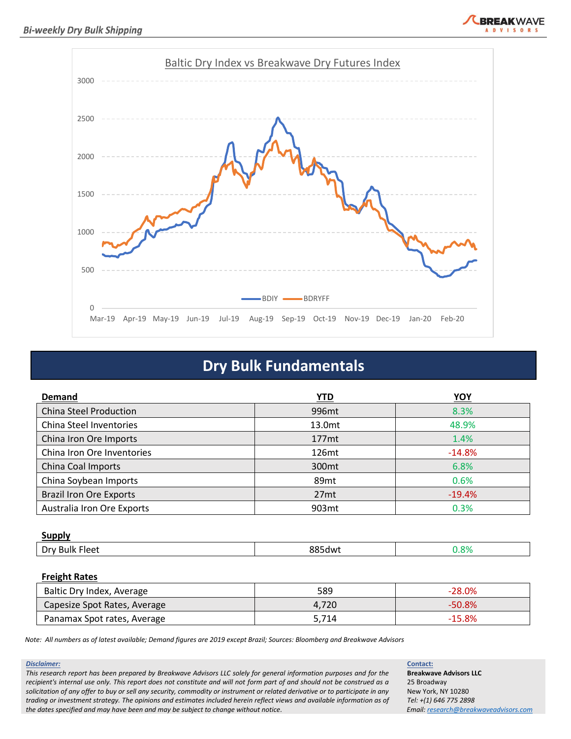Baltic Dry Index vs Breakwave Dry Futures Index

3000
2500
2000
1500
1000
500
0

Mar-19 Apr-19 May-19 Jun-19 Jul-19 Aug-19 Sep-19 Oct-19 Nov-19 Dec-19 Jan-20 Feb-20

BDIY BDRYFF

# Dry Bulk Fundamentals

| Demand | YTD | YOY |
|---|---|---|
| China Steel Production | 996mt | 8.3% |
| China Steel Inventories | 13.0mt | 48.9% |
| China Iron Ore Imports | 177mt | 1.4% |
| China Iron Ore Inventories | 126mt | -14.8% |
| China Coal Imports | 300mt | 6.8% |
| China Soybean Imports | 89mt | 0.6% |
| Brazil Iron Ore Exports | 27mt | -19.4% |
| Australia Iron Ore Exports | 903mt | 0.3% |

**Supply**

| | | |
|---|---|---|
| Dry Bulk Fleet | 885dwt | 0.8% |

**Freight Rates**

| | | |
|---|---|---|
| Baltic Dry Index, Average | 589 | -28.0% |
| Capesize Spot Rates, Average | 4,720 | -50.8% |
| Panamax Spot rates, Average | 5,714 | -15.8% |

*Note: All numbers as of latest available; Demand figures are 2019 except Brazil; Sources: Bloomberg and Breakwave Advisors*

***Disclaimer:***

*This research report has been prepared by Breakwave Advisors LLC solely for general information purposes and for the recipient's internal use only. This report does not constitute and will not form part of and should not be construed as a solicitation of any offer to buy or sell any security, commodity or instrument or related derivative or to participate in any trading or investment strategy. The opinions and estimates included herein reflect views and available information as of the dates specified and may have been and may be subject to change without notice.*

**Contact:**

**Breakwave Advisors LLC**
25 Broadway
New York, NY 10280
*Tel: +(1) 646 775 2898*
*Email: research@breakwaveadvisors.com*